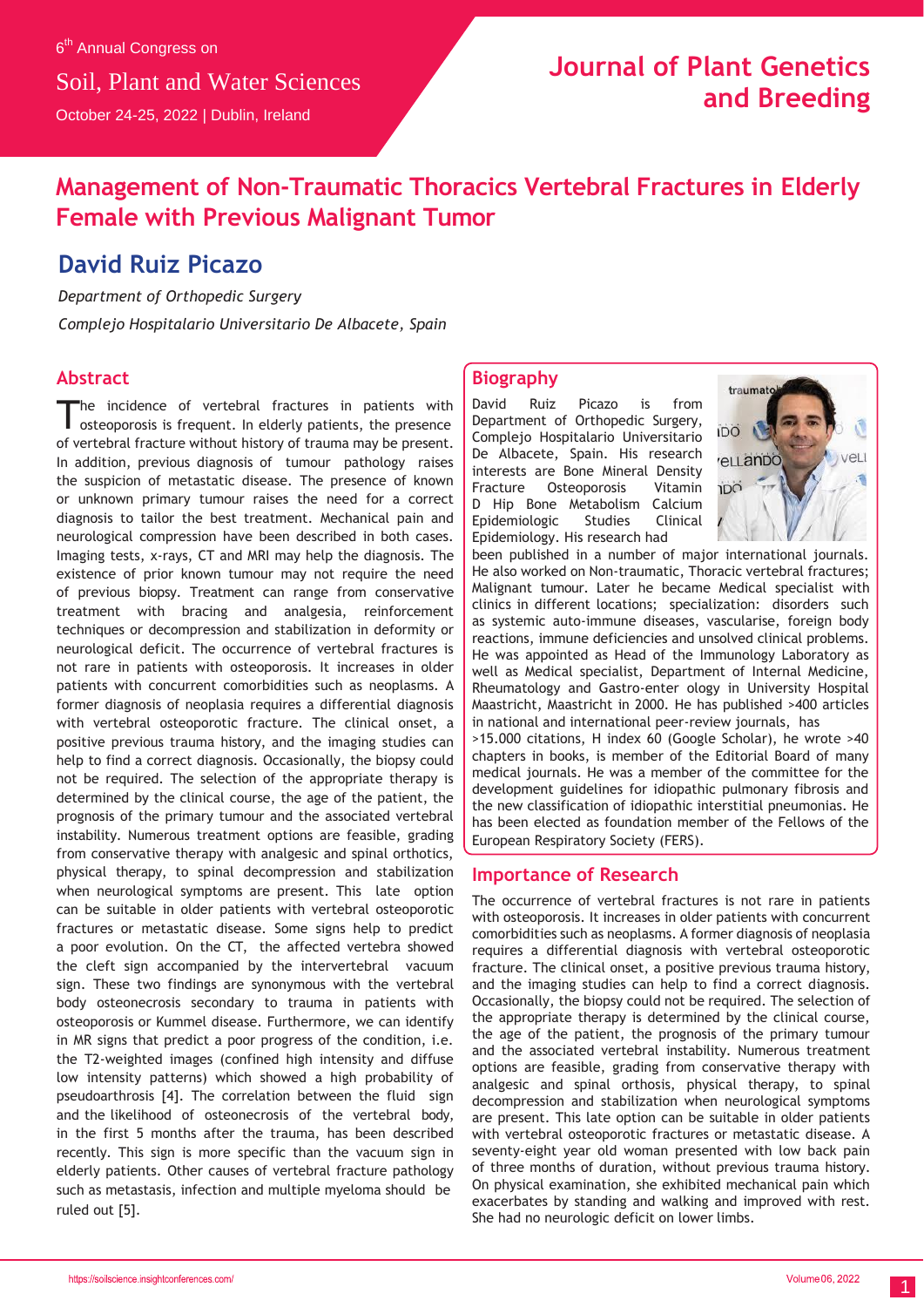6th Annual Congress on

Soil, Plant and Water Sciences

October 24-25, 2022 | Dublin, Ireland

Journal of Plant Genetics and Breeding

# Management of Non-Traumatic Thoracics Vertebral Fractures in Elderly Female with Previous Malignant Tumor

## David Ruiz Picazo

*Department of Orthopedic Surgery*

*Complejo Hospitalario Universitario De Albacete, Spain*

## Abstract

The incidence of vertebral fractures in patients with osteoporosis is frequent. In elderly patients, the presence of vertebral fracture without history of trauma may be present. In addition, previous diagnosis of tumour pathology raises the suspicion of metastatic disease. The presence of known or unknown primary tumour raises the need for a correct diagnosis to tailor the best treatment. Mechanical pain and neurological compression have been described in both cases. Imaging tests, x-rays, CT and MRI may help the diagnosis. The existence of prior known tumour may not require the need of previous biopsy. Treatment can range from conservative treatment with bracing and analgesia, reinforcement techniques or decompression and stabilization in deformity or neurological deficit. The occurrence of vertebral fractures is not rare in patients with osteoporosis. It increases in older patients with concurrent comorbidities such as neoplasms. A former diagnosis of neoplasia requires a differential diagnosis with vertebral osteoporotic fracture. The clinical onset, a positive previous trauma history, and the imaging studies can help to find a correct diagnosis. Occasionally, the biopsy could not be required. The selection of the appropriate therapy is determined by the clinical course, the age of the patient, the prognosis of the primary tumour and the associated vertebral instability. Numerous treatment options are feasible, grading from conservative therapy with analgesic and spinal orthotics, physical therapy, to spinal decompression and stabilization when neurological symptoms are present. This late option can be suitable in older patients with vertebral osteoporotic fractures or metastatic disease. Some signs help to predict a poor evolution. On the CT, the affected vertebra showed the cleft sign accompanied by the intervertebral vacuum sign. These two findings are synonymous with the vertebral body osteonecrosis secondary to trauma in patients with osteoporosis or Kummel disease. Furthermore, we can identify in MR signs that predict a poor progress of the condition, i.e. the T2-weighted images (confined high intensity and diffuse low intensity patterns) which showed a high probability of pseudoarthrosis [4]. The correlation between the fluid sign and the likelihood of osteonecrosis of the vertebral body, in the first 5 months after the trauma, has been described recently. This sign is more specific than the vacuum sign in elderly patients. Other causes of vertebral fracture pathology such as metastasis, infection and multiple myeloma should be ruled out [5].

## Biography

David Ruiz Picazo is from Department of Orthopedic Surgery, Complejo Hospitalario Universitario De Albacete, Spain. His research interests are Bone Mineral Density Fracture Osteoporosis Vitamin D Hip Bone Metabolism Calcium Epidemiologic Studies Clinical Epidemiology. His research had been published in a number of major international journals. He also worked on Non-traumatic, Thoracic vertebral fractures; Malignant tumour. Later he became Medical specialist with clinics in different locations; specialization: disorders such as systemic auto-immune diseases, vascularise, foreign body reactions, immune deficiencies and unsolved clinical problems. He was appointed as Head of the Immunology Laboratory as well as Medical specialist, Department of Internal Medicine, Rheumatology and Gastro-enter ology in University Hospital Maastricht, Maastricht in 2000. He has published >400 articles in national and international peer-review journals, has >15.000 citations, H index 60 (Google Scholar), he wrote >40 chapters in books, is member of the Editorial Board of many medical journals. He was a member of the committee for the development guidelines for idiopathic pulmonary fibrosis and the new classification of idiopathic interstitial pneumonias. He has been elected as foundation member of the Fellows of the European Respiratory Society (FERS).

## Importance of Research

The occurrence of vertebral fractures is not rare in patients with osteoporosis. It increases in older patients with concurrent comorbidities such as neoplasms. A former diagnosis of neoplasia requires a differential diagnosis with vertebral osteoporotic fracture. The clinical onset, a positive previous trauma history, and the imaging studies can help to find a correct diagnosis. Occasionally, the biopsy could not be required. The selection of the appropriate therapy is determined by the clinical course, the age of the patient, the prognosis of the primary tumour and the associated vertebral instability. Numerous treatment options are feasible, grading from conservative therapy with analgesic and spinal orthosis, physical therapy, to spinal decompression and stabilization when neurological symptoms are present. This late option can be suitable in older patients with vertebral osteoporotic fractures or metastatic disease. A seventy-eight year old woman presented with low back pain of three months of duration, without previous trauma history. On physical examination, she exhibited mechanical pain which exacerbates by standing and walking and improved with rest. She had no neurologic deficit on lower limbs.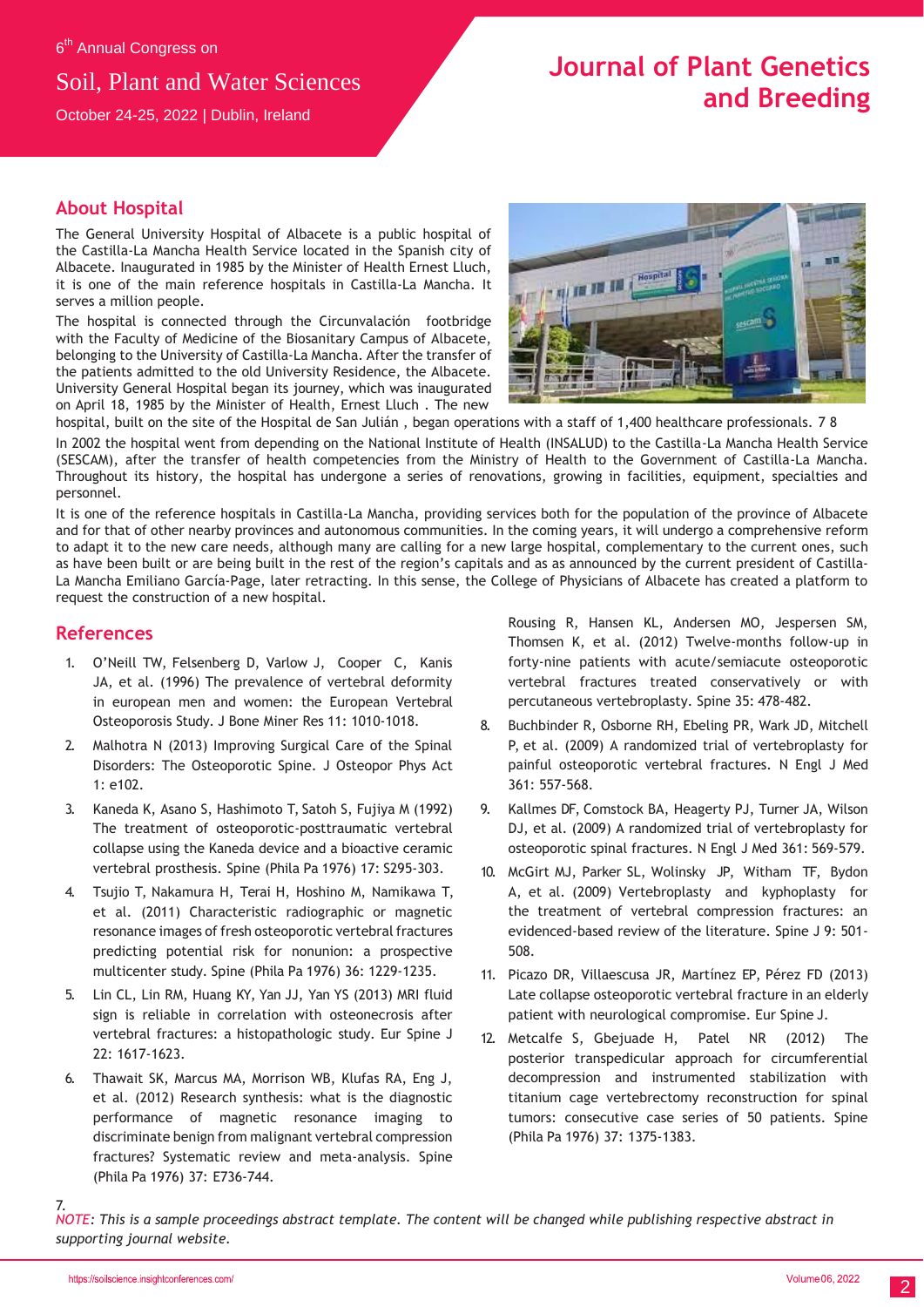## About Hospital

The General University Hospital of Albacete is a public hospital of the Castilla-La Mancha Health Service located in the Spanish city of Albacete. Inaugurated in 1985 by the Minister of Health Ernest Lluch, it is one of the main reference hospitals in Castilla-La Mancha. It serves a million people.

The hospital is connected through the Circunvalación footbridge with the Faculty of Medicine of the Biosanitary Campus of Albacete, belonging to the University of Castilla-La Mancha. After the transfer of the patients admitted to the old University Residence, the Albacete. University General Hospital began its journey, which was inaugurated on April 18, 1985 by the Minister of Health, Ernest Lluch . The new hospital, built on the site of the Hospital de San Julián , began operations with a staff of 1,400 healthcare professionals. 7 8

In 2002 the hospital went from depending on the National Institute of Health (INSALUD) to the Castilla-La Mancha Health Service (SESCAM), after the transfer of health competencies from the Ministry of Health to the Government of Castilla-La Mancha. Throughout its history, the hospital has undergone a series of renovations, growing in facilities, equipment, specialties and personnel.

It is one of the reference hospitals in Castilla-La Mancha, providing services both for the population of the province of Albacete and for that of other nearby provinces and autonomous communities. In the coming years, it will undergo a comprehensive reform to adapt it to the new care needs, although many are calling for a new large hospital, complementary to the current ones, such as have been built or are being built in the rest of the region's capitals and as as announced by the current president of Castilla-La Mancha Emiliano García-Page, later retracting. In this sense, the College of Physicians of Albacete has created a platform to request the construction of a new hospital.

## References

1. O'Neill TW, Felsenberg D, Varlow J, Cooper C, Kanis JA, et al. (1996) The prevalence of vertebral deformity in european men and women: the European Vertebral Osteoporosis Study. J Bone Miner Res 11: 1010-1018.
2. Malhotra N (2013) Improving Surgical Care of the Spinal Disorders: The Osteoporotic Spine. J Osteopor Phys Act 1: e102.
3. Kaneda K, Asano S, Hashimoto T, Satoh S, Fujiya M (1992) The treatment of osteoporotic-posttraumatic vertebral collapse using the Kaneda device and a bioactive ceramic vertebral prosthesis. Spine (Phila Pa 1976) 17: S295-303.
4. Tsujio T, Nakamura H, Terai H, Hoshino M, Namikawa T, et al. (2011) Characteristic radiographic or magnetic resonance images of fresh osteoporotic vertebral fractures predicting potential risk for nonunion: a prospective multicenter study. Spine (Phila Pa 1976) 36: 1229-1235.
5. Lin CL, Lin RM, Huang KY, Yan JJ, Yan YS (2013) MRI fluid sign is reliable in correlation with osteonecrosis after vertebral fractures: a histopathologic study. Eur Spine J 22: 1617-1623.
6. Thawait SK, Marcus MA, Morrison WB, Klufas RA, Eng J, et al. (2012) Research synthesis: what is the diagnostic performance of magnetic resonance imaging to discriminate benign from malignant vertebral compression fractures? Systematic review and meta-analysis. Spine (Phila Pa 1976) 37: E736-744.
7. Rousing R, Hansen KL, Andersen MO, Jespersen SM, Thomsen K, et al. (2012) Twelve-months follow-up in forty-nine patients with acute/semiacute osteoporotic vertebral fractures treated conservatively or with percutaneous vertebroplasty. Spine 35: 478-482.
8. Buchbinder R, Osborne RH, Ebeling PR, Wark JD, Mitchell P, et al. (2009) A randomized trial of vertebroplasty for painful osteoporotic vertebral fractures. N Engl J Med 361: 557-568.
9. Kallmes DF, Comstock BA, Heagerty PJ, Turner JA, Wilson DJ, et al. (2009) A randomized trial of vertebroplasty for osteoporotic spinal fractures. N Engl J Med 361: 569-579.
10. McGirt MJ, Parker SL, Wolinsky JP, Witham TF, Bydon A, et al. (2009) Vertebroplasty and kyphoplasty for the treatment of vertebral compression fractures: an evidenced-based review of the literature. Spine J 9: 501-508.
11. Picazo DR, Villaescusa JR, Martínez EP, Pérez FD (2013) Late collapse osteoporotic vertebral fracture in an elderly patient with neurological compromise. Eur Spine J.
12. Metcalfe S, Gbejuade H, Patel NR (2012) The posterior transpedicular approach for circumferential decompression and instrumented stabilization with titanium cage vertebrectomy reconstruction for spinal tumors: consecutive case series of 50 patients. Spine (Phila Pa 1976) 37: 1375-1383.

*NOTE: This is a sample proceedings abstract template. The content will be changed while publishing respective abstract in supporting journal website.*